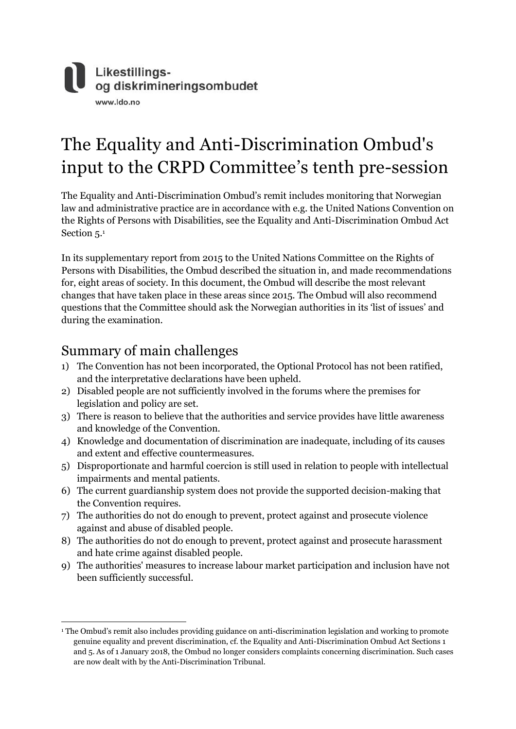Likestillings- og diskrimineringsombudet

www.ldo.no

# The Equality and Anti-Discrimination Ombud's input to the CRPD Committee's tenth pre-session

The Equality and Anti-Discrimination Ombud's remit includes monitoring that Norwegian law and administrative practice are in accordance with e.g. the United Nations Convention on the Rights of Persons with Disabilities, see the Equality and Anti-Discrimination Ombud Act Section 5.[1]

In its supplementary report from 2015 to the United Nations Committee on the Rights of Persons with Disabilities, the Ombud described the situation in, and made recommendations for, eight areas of society. In this document, the Ombud will describe the most relevant changes that have taken place in these areas since 2015. The Ombud will also recommend questions that the Committee should ask the Norwegian authorities in its 'list of issues' and during the examination.

## Summary of main challenges

1) The Convention has not been incorporated, the Optional Protocol has not been ratified, and the interpretative declarations have been upheld.
2) Disabled people are not sufficiently involved in the forums where the premises for legislation and policy are set.
3) There is reason to believe that the authorities and service provides have little awareness and knowledge of the Convention.
4) Knowledge and documentation of discrimination are inadequate, including of its causes and extent and effective countermeasures.
5) Disproportionate and harmful coercion is still used in relation to people with intellectual impairments and mental patients.
6) The current guardianship system does not provide the supported decision-making that the Convention requires.
7) The authorities do not do enough to prevent, protect against and prosecute violence against and abuse of disabled people.
8) The authorities do not do enough to prevent, protect against and prosecute harassment and hate crime against disabled people.
9) The authorities' measures to increase labour market participation and inclusion have not been sufficiently successful.

---

[1] The Ombud's remit also includes providing guidance on anti-discrimination legislation and working to promote genuine equality and prevent discrimination, cf. the Equality and Anti-Discrimination Ombud Act Sections 1 and 5. As of 1 January 2018, the Ombud no longer considers complaints concerning discrimination. Such cases are now dealt with by the Anti-Discrimination Tribunal.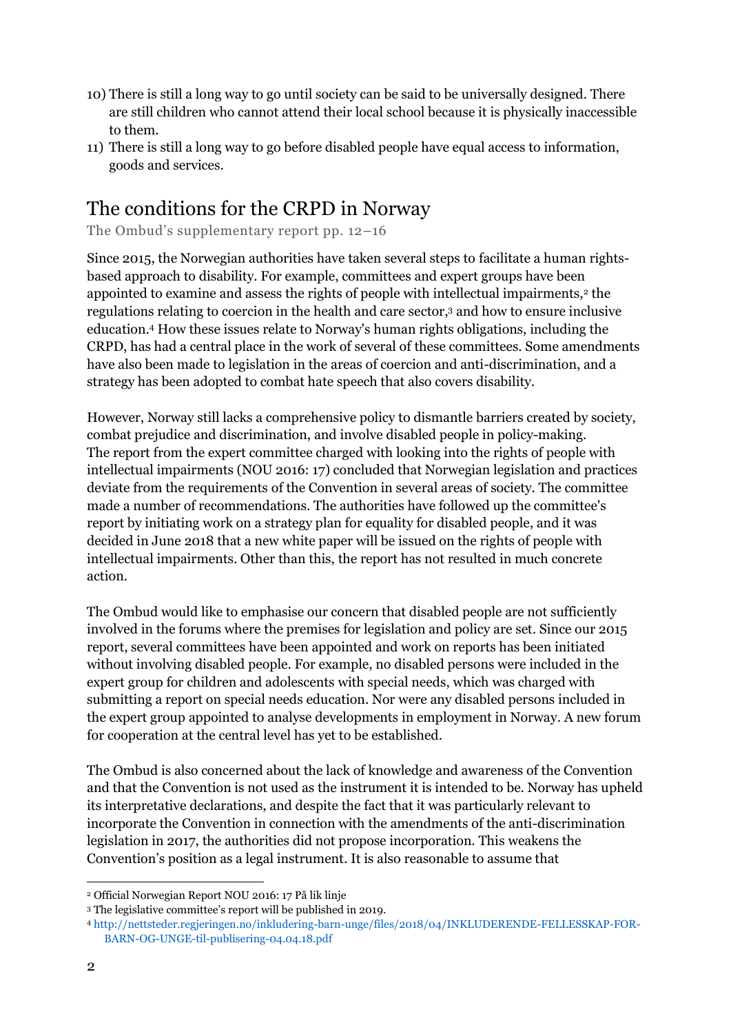10) There is still a long way to go until society can be said to be universally designed. There are still children who cannot attend their local school because it is physically inaccessible to them.
11) There is still a long way to go before disabled people have equal access to information, goods and services.

## The conditions for the CRPD in Norway

The Ombud's supplementary report pp. 12–16

Since 2015, the Norwegian authorities have taken several steps to facilitate a human rights-based approach to disability. For example, committees and expert groups have been appointed to examine and assess the rights of people with intellectual impairments,[2] the regulations relating to coercion in the health and care sector,[3] and how to ensure inclusive education.[4] How these issues relate to Norway's human rights obligations, including the CRPD, has had a central place in the work of several of these committees. Some amendments have also been made to legislation in the areas of coercion and anti-discrimination, and a strategy has been adopted to combat hate speech that also covers disability.

However, Norway still lacks a comprehensive policy to dismantle barriers created by society, combat prejudice and discrimination, and involve disabled people in policy-making. The report from the expert committee charged with looking into the rights of people with intellectual impairments (NOU 2016: 17) concluded that Norwegian legislation and practices deviate from the requirements of the Convention in several areas of society. The committee made a number of recommendations. The authorities have followed up the committee's report by initiating work on a strategy plan for equality for disabled people, and it was decided in June 2018 that a new white paper will be issued on the rights of people with intellectual impairments. Other than this, the report has not resulted in much concrete action.

The Ombud would like to emphasise our concern that disabled people are not sufficiently involved in the forums where the premises for legislation and policy are set. Since our 2015 report, several committees have been appointed and work on reports has been initiated without involving disabled people. For example, no disabled persons were included in the expert group for children and adolescents with special needs, which was charged with submitting a report on special needs education. Nor were any disabled persons included in the expert group appointed to analyse developments in employment in Norway. A new forum for cooperation at the central level has yet to be established.

The Ombud is also concerned about the lack of knowledge and awareness of the Convention and that the Convention is not used as the instrument it is intended to be. Norway has upheld its interpretative declarations, and despite the fact that it was particularly relevant to incorporate the Convention in connection with the amendments of the anti-discrimination legislation in 2017, the authorities did not propose incorporation. This weakens the Convention's position as a legal instrument. It is also reasonable to assume that

[2] Official Norwegian Report NOU 2016: 17 På lik linje

[3] The legislative committee's report will be published in 2019.

[4] http://nettsteder.regjeringen.no/inkludering-barn-unge/files/2018/04/INKLUDERENDE-FELLESSKAP-FOR-BARN-OG-UNGE-til-publisering-04.04.18.pdf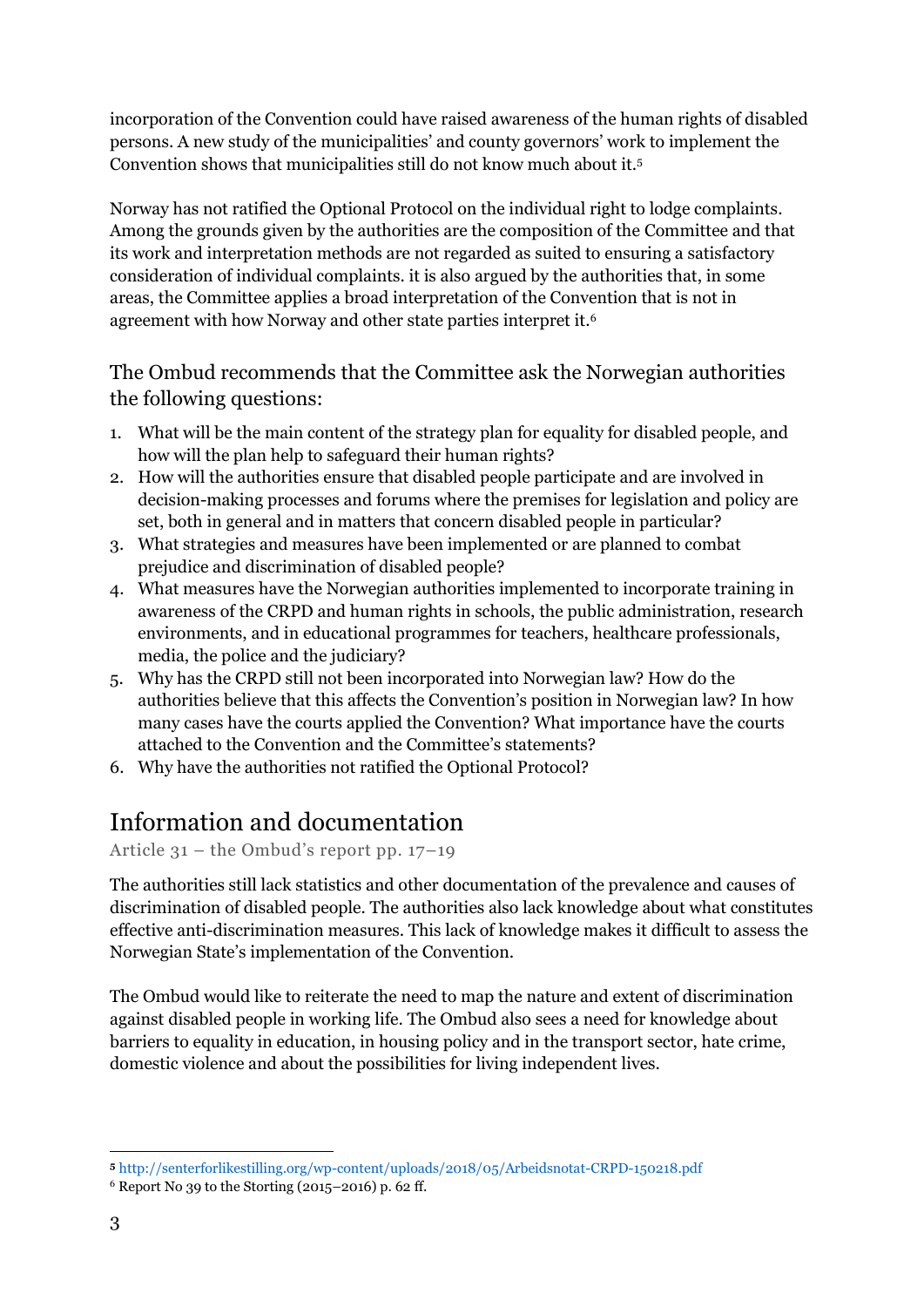incorporation of the Convention could have raised awareness of the human rights of disabled persons. A new study of the municipalities' and county governors' work to implement the Convention shows that municipalities still do not know much about it.[5]

Norway has not ratified the Optional Protocol on the individual right to lodge complaints. Among the grounds given by the authorities are the composition of the Committee and that its work and interpretation methods are not regarded as suited to ensuring a satisfactory consideration of individual complaints. it is also argued by the authorities that, in some areas, the Committee applies a broad interpretation of the Convention that is not in agreement with how Norway and other state parties interpret it.[6]

### The Ombud recommends that the Committee ask the Norwegian authorities the following questions:

1. What will be the main content of the strategy plan for equality for disabled people, and how will the plan help to safeguard their human rights?
2. How will the authorities ensure that disabled people participate and are involved in decision-making processes and forums where the premises for legislation and policy are set, both in general and in matters that concern disabled people in particular?
3. What strategies and measures have been implemented or are planned to combat prejudice and discrimination of disabled people?
4. What measures have the Norwegian authorities implemented to incorporate training in awareness of the CRPD and human rights in schools, the public administration, research environments, and in educational programmes for teachers, healthcare professionals, media, the police and the judiciary?
5. Why has the CRPD still not been incorporated into Norwegian law? How do the authorities believe that this affects the Convention's position in Norwegian law? In how many cases have the courts applied the Convention? What importance have the courts attached to the Convention and the Committee's statements?
6. Why have the authorities not ratified the Optional Protocol?

## Information and documentation

Article 31 – the Ombud's report pp. 17–19

The authorities still lack statistics and other documentation of the prevalence and causes of discrimination of disabled people. The authorities also lack knowledge about what constitutes effective anti-discrimination measures. This lack of knowledge makes it difficult to assess the Norwegian State's implementation of the Convention.

The Ombud would like to reiterate the need to map the nature and extent of discrimination against disabled people in working life. The Ombud also sees a need for knowledge about barriers to equality in education, in housing policy and in the transport sector, hate crime, domestic violence and about the possibilities for living independent lives.

---

[5] http://senterforlikestilling.org/wp-content/uploads/2018/05/Arbeidsnotat-CRPD-150218.pdf

[6] Report No 39 to the Storting (2015–2016) p. 62 ff.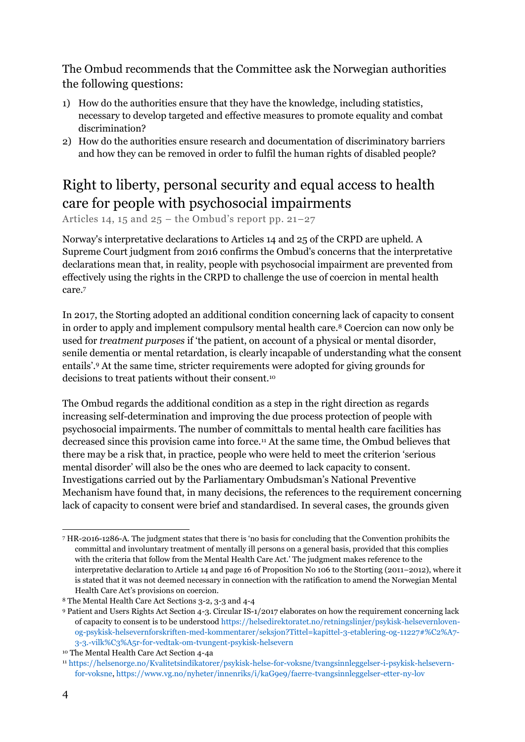The Ombud recommends that the Committee ask the Norwegian authorities the following questions:

1) How do the authorities ensure that they have the knowledge, including statistics, necessary to develop targeted and effective measures to promote equality and combat discrimination?
2) How do the authorities ensure research and documentation of discriminatory barriers and how they can be removed in order to fulfil the human rights of disabled people?

## Right to liberty, personal security and equal access to health care for people with psychosocial impairments

Articles 14, 15 and 25 – the Ombud's report pp. 21–27

Norway's interpretative declarations to Articles 14 and 25 of the CRPD are upheld. A Supreme Court judgment from 2016 confirms the Ombud's concerns that the interpretative declarations mean that, in reality, people with psychosocial impairment are prevented from effectively using the rights in the CRPD to challenge the use of coercion in mental health care.[7]

In 2017, the Storting adopted an additional condition concerning lack of capacity to consent in order to apply and implement compulsory mental health care.[8] Coercion can now only be used for *treatment purposes* if 'the patient, on account of a physical or mental disorder, senile dementia or mental retardation, is clearly incapable of understanding what the consent entails'.[9] At the same time, stricter requirements were adopted for giving grounds for decisions to treat patients without their consent.[10]

The Ombud regards the additional condition as a step in the right direction as regards increasing self-determination and improving the due process protection of people with psychosocial impairments. The number of committals to mental health care facilities has decreased since this provision came into force.[11] At the same time, the Ombud believes that there may be a risk that, in practice, people who were held to meet the criterion 'serious mental disorder' will also be the ones who are deemed to lack capacity to consent. Investigations carried out by the Parliamentary Ombudsman's National Preventive Mechanism have found that, in many decisions, the references to the requirement concerning lack of capacity to consent were brief and standardised. In several cases, the grounds given

---

[7] HR-2016-1286-A. The judgment states that there is 'no basis for concluding that the Convention prohibits the committal and involuntary treatment of mentally ill persons on a general basis, provided that this complies with the criteria that follow from the Mental Health Care Act.' The judgment makes reference to the interpretative declaration to Article 14 and page 16 of Proposition No 106 to the Storting (2011–2012), where it is stated that it was not deemed necessary in connection with the ratification to amend the Norwegian Mental Health Care Act's provisions on coercion.

[8] The Mental Health Care Act Sections 3-2, 3-3 and 4-4

[9] Patient and Users Rights Act Section 4-3. Circular IS-1/2017 elaborates on how the requirement concerning lack of capacity to consent is to be understood https://helsedirektoratet.no/retningslinjer/psykisk-helsevernloven-og-psykisk-helsevernforskriften-med-kommentarer/seksjon?Tittel=kapittel-3-etablering-og-11227#%C2%A7-3-3.-vilk%C3%A5r-for-vedtak-om-tvungent-psykisk-helsevern

[10] The Mental Health Care Act Section 4-4a

[11] https://helsenorge.no/Kvalitetsindikatorer/psykisk-helse-for-voksne/tvangsinnleggelser-i-psykisk-helsevern-for-voksne, https://www.vg.no/nyheter/innenriks/i/kaG9e9/faerre-tvangsinnleggelser-etter-ny-lov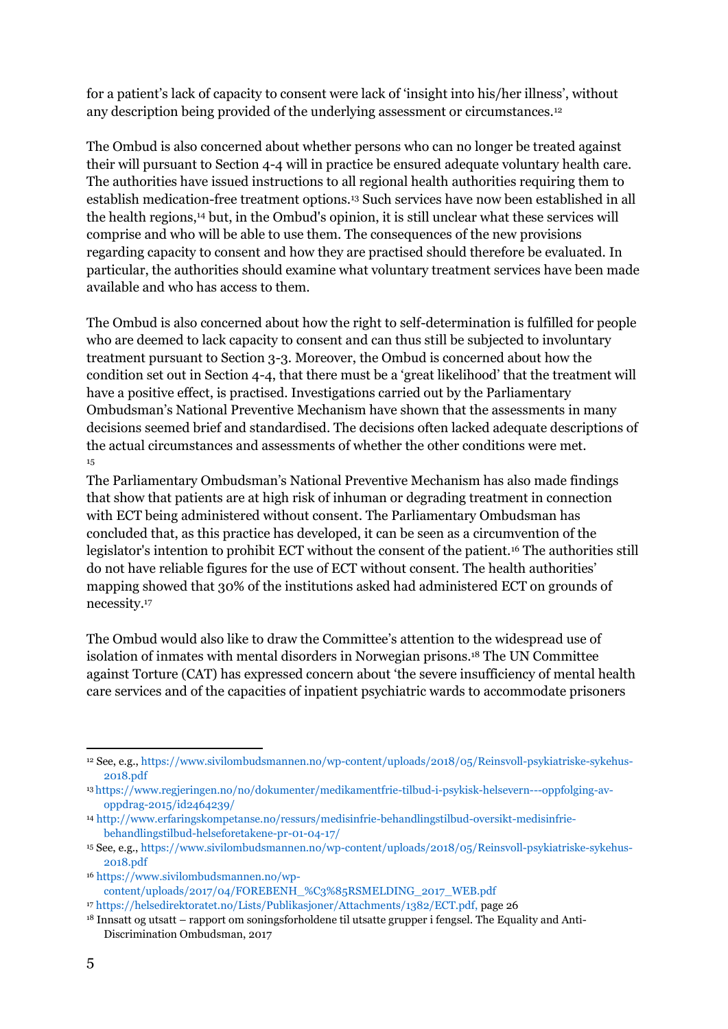for a patient's lack of capacity to consent were lack of 'insight into his/her illness', without any description being provided of the underlying assessment or circumstances.[12]

The Ombud is also concerned about whether persons who can no longer be treated against their will pursuant to Section 4-4 will in practice be ensured adequate voluntary health care. The authorities have issued instructions to all regional health authorities requiring them to establish medication-free treatment options.[13] Such services have now been established in all the health regions,[14] but, in the Ombud's opinion, it is still unclear what these services will comprise and who will be able to use them. The consequences of the new provisions regarding capacity to consent and how they are practised should therefore be evaluated. In particular, the authorities should examine what voluntary treatment services have been made available and who has access to them.

The Ombud is also concerned about how the right to self-determination is fulfilled for people who are deemed to lack capacity to consent and can thus still be subjected to involuntary treatment pursuant to Section 3-3. Moreover, the Ombud is concerned about how the condition set out in Section 4-4, that there must be a 'great likelihood' that the treatment will have a positive effect, is practised. Investigations carried out by the Parliamentary Ombudsman's National Preventive Mechanism have shown that the assessments in many decisions seemed brief and standardised. The decisions often lacked adequate descriptions of the actual circumstances and assessments of whether the other conditions were met.[15]

The Parliamentary Ombudsman's National Preventive Mechanism has also made findings that show that patients are at high risk of inhuman or degrading treatment in connection with ECT being administered without consent. The Parliamentary Ombudsman has concluded that, as this practice has developed, it can be seen as a circumvention of the legislator's intention to prohibit ECT without the consent of the patient.[16] The authorities still do not have reliable figures for the use of ECT without consent. The health authorities' mapping showed that 30% of the institutions asked had administered ECT on grounds of necessity.[17]

The Ombud would also like to draw the Committee's attention to the widespread use of isolation of inmates with mental disorders in Norwegian prisons.[18] The UN Committee against Torture (CAT) has expressed concern about 'the severe insufficiency of mental health care services and of the capacities of inpatient psychiatric wards to accommodate prisoners

---

[12] See, e.g., https://www.sivilombudsmannen.no/wp-content/uploads/2018/05/Reinsvoll-psykiatriske-sykehus-2018.pdf

[13] https://www.regjeringen.no/no/dokumenter/medikamentfrie-tilbud-i-psykisk-helsevern---oppfolging-av-oppdrag-2015/id2464239/

[14] http://www.erfaringskompetanse.no/ressurs/medisinfrie-behandlingstilbud-oversikt-medisinfrie-behandlingstilbud-helseforetakene-pr-01-04-17/

[15] See, e.g., https://www.sivilombudsmannen.no/wp-content/uploads/2018/05/Reinsvoll-psykiatriske-sykehus-2018.pdf

[16] https://www.sivilombudsmannen.no/wp-content/uploads/2017/04/FOREBENH_%C3%85RSMELDING_2017_WEB.pdf

[17] https://helsedirektoratet.no/Lists/Publikasjoner/Attachments/1382/ECT.pdf, page 26

[18] Innsatt og utsatt – rapport om soningsforholdene til utsatte grupper i fengsel. The Equality and Anti-Discrimination Ombudsman, 2017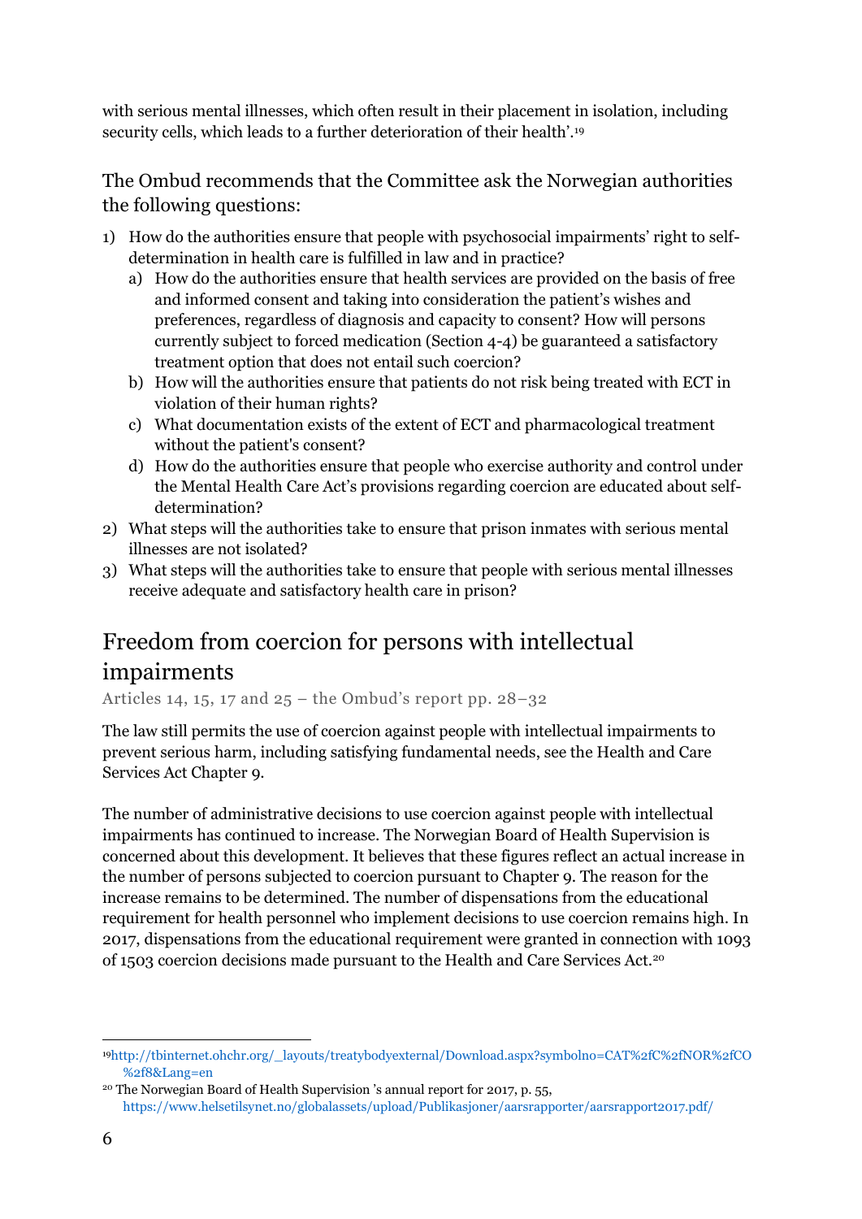with serious mental illnesses, which often result in their placement in isolation, including security cells, which leads to a further deterioration of their health'.[19]

### The Ombud recommends that the Committee ask the Norwegian authorities the following questions:

1) How do the authorities ensure that people with psychosocial impairments' right to self-determination in health care is fulfilled in law and in practice?
   a) How do the authorities ensure that health services are provided on the basis of free and informed consent and taking into consideration the patient's wishes and preferences, regardless of diagnosis and capacity to consent? How will persons currently subject to forced medication (Section 4-4) be guaranteed a satisfactory treatment option that does not entail such coercion?
   b) How will the authorities ensure that patients do not risk being treated with ECT in violation of their human rights?
   c) What documentation exists of the extent of ECT and pharmacological treatment without the patient's consent?
   d) How do the authorities ensure that people who exercise authority and control under the Mental Health Care Act's provisions regarding coercion are educated about self-determination?
2) What steps will the authorities take to ensure that prison inmates with serious mental illnesses are not isolated?
3) What steps will the authorities take to ensure that people with serious mental illnesses receive adequate and satisfactory health care in prison?

## Freedom from coercion for persons with intellectual impairments

Articles 14, 15, 17 and 25 – the Ombud's report pp. 28–32

The law still permits the use of coercion against people with intellectual impairments to prevent serious harm, including satisfying fundamental needs, see the Health and Care Services Act Chapter 9.

The number of administrative decisions to use coercion against people with intellectual impairments has continued to increase. The Norwegian Board of Health Supervision is concerned about this development. It believes that these figures reflect an actual increase in the number of persons subjected to coercion pursuant to Chapter 9. The reason for the increase remains to be determined. The number of dispensations from the educational requirement for health personnel who implement decisions to use coercion remains high. In 2017, dispensations from the educational requirement were granted in connection with 1093 of 1503 coercion decisions made pursuant to the Health and Care Services Act.[20]

---

[19] http://tbinternet.ohchr.org/_layouts/treatybodyexternal/Download.aspx?symbolno=CAT%2fC%2fNOR%2fCO%2f8&Lang=en

[20] The Norwegian Board of Health Supervision 's annual report for 2017, p. 55, https://www.helsetilsynet.no/globalassets/upload/Publikasjoner/aarsrapporter/aarsrapport2017.pdf/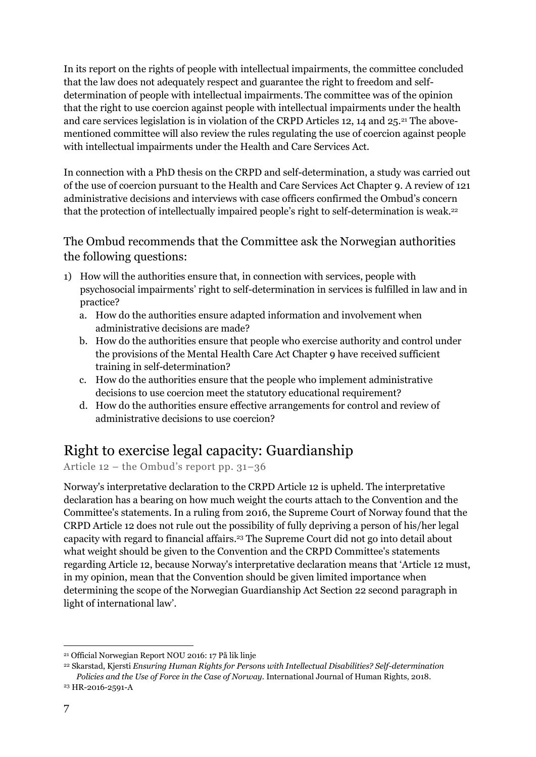In its report on the rights of people with intellectual impairments, the committee concluded that the law does not adequately respect and guarantee the right to freedom and self-determination of people with intellectual impairments. The committee was of the opinion that the right to use coercion against people with intellectual impairments under the health and care services legislation is in violation of the CRPD Articles 12, 14 and 25.[21] The above-mentioned committee will also review the rules regulating the use of coercion against people with intellectual impairments under the Health and Care Services Act.

In connection with a PhD thesis on the CRPD and self-determination, a study was carried out of the use of coercion pursuant to the Health and Care Services Act Chapter 9. A review of 121 administrative decisions and interviews with case officers confirmed the Ombud's concern that the protection of intellectually impaired people's right to self-determination is weak.[22]

### The Ombud recommends that the Committee ask the Norwegian authorities the following questions:

1) How will the authorities ensure that, in connection with services, people with psychosocial impairments' right to self-determination in services is fulfilled in law and in practice?
   a. How do the authorities ensure adapted information and involvement when administrative decisions are made?
   b. How do the authorities ensure that people who exercise authority and control under the provisions of the Mental Health Care Act Chapter 9 have received sufficient training in self-determination?
   c. How do the authorities ensure that the people who implement administrative decisions to use coercion meet the statutory educational requirement?
   d. How do the authorities ensure effective arrangements for control and review of administrative decisions to use coercion?

## Right to exercise legal capacity: Guardianship

Article 12 – the Ombud's report pp. 31–36

Norway's interpretative declaration to the CRPD Article 12 is upheld. The interpretative declaration has a bearing on how much weight the courts attach to the Convention and the Committee's statements. In a ruling from 2016, the Supreme Court of Norway found that the CRPD Article 12 does not rule out the possibility of fully depriving a person of his/her legal capacity with regard to financial affairs.[23] The Supreme Court did not go into detail about what weight should be given to the Convention and the CRPD Committee's statements regarding Article 12, because Norway's interpretative declaration means that 'Article 12 must, in my opinion, mean that the Convention should be given limited importance when determining the scope of the Norwegian Guardianship Act Section 22 second paragraph in light of international law'.

---

[21] Official Norwegian Report NOU 2016: 17 På lik linje

[22] Skarstad, Kjersti *Ensuring Human Rights for Persons with Intellectual Disabilities? Self-determination Policies and the Use of Force in the Case of Norway.* International Journal of Human Rights, 2018.

[23] HR-2016-2591-A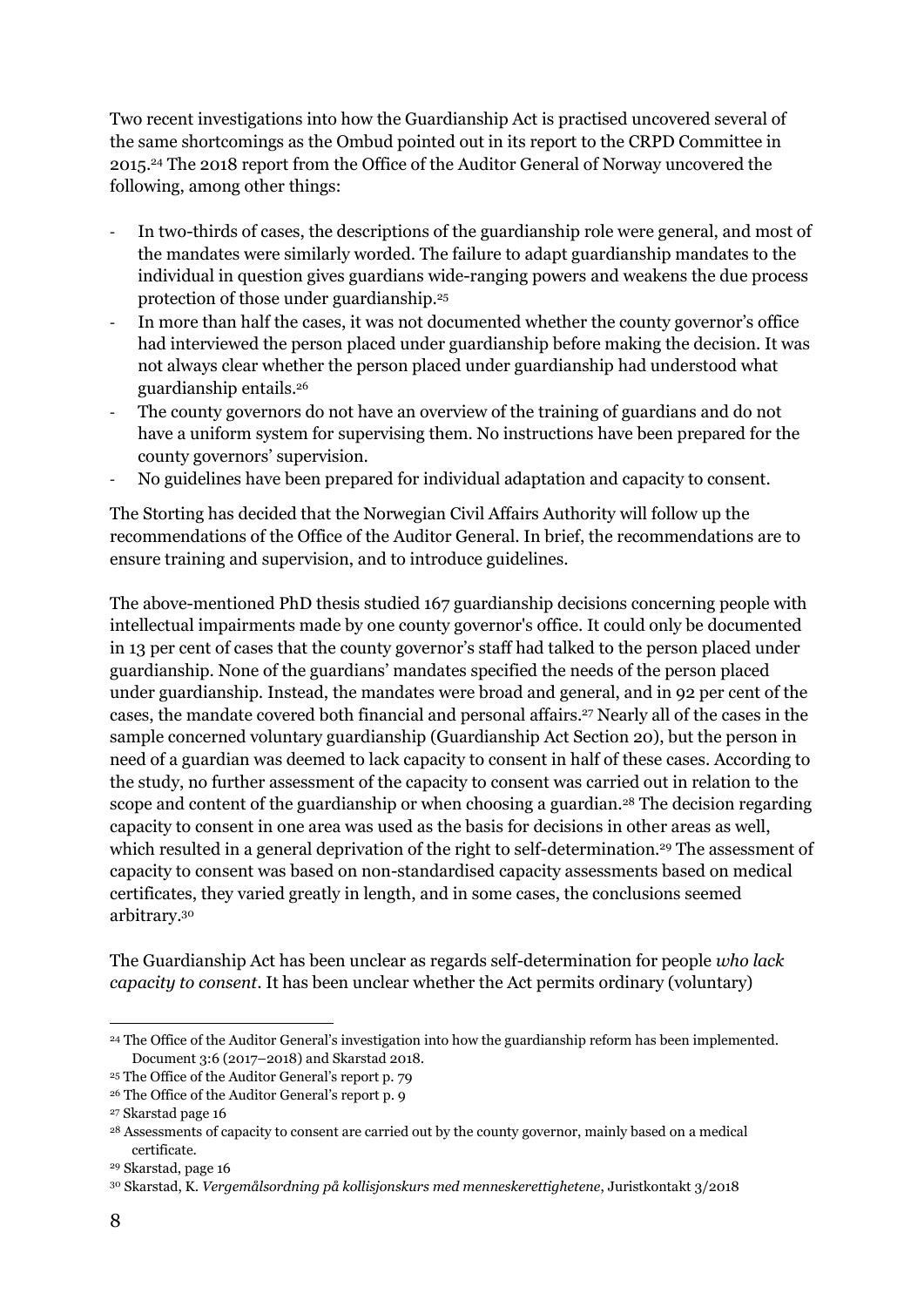Two recent investigations into how the Guardianship Act is practised uncovered several of the same shortcomings as the Ombud pointed out in its report to the CRPD Committee in 2015.[24] The 2018 report from the Office of the Auditor General of Norway uncovered the following, among other things:

- In two-thirds of cases, the descriptions of the guardianship role were general, and most of the mandates were similarly worded. The failure to adapt guardianship mandates to the individual in question gives guardians wide-ranging powers and weakens the due process protection of those under guardianship.[25]
- In more than half the cases, it was not documented whether the county governor's office had interviewed the person placed under guardianship before making the decision. It was not always clear whether the person placed under guardianship had understood what guardianship entails.[26]
- The county governors do not have an overview of the training of guardians and do not have a uniform system for supervising them. No instructions have been prepared for the county governors' supervision.
- No guidelines have been prepared for individual adaptation and capacity to consent.

The Storting has decided that the Norwegian Civil Affairs Authority will follow up the recommendations of the Office of the Auditor General. In brief, the recommendations are to ensure training and supervision, and to introduce guidelines.

The above-mentioned PhD thesis studied 167 guardianship decisions concerning people with intellectual impairments made by one county governor's office. It could only be documented in 13 per cent of cases that the county governor's staff had talked to the person placed under guardianship. None of the guardians' mandates specified the needs of the person placed under guardianship. Instead, the mandates were broad and general, and in 92 per cent of the cases, the mandate covered both financial and personal affairs.[27] Nearly all of the cases in the sample concerned voluntary guardianship (Guardianship Act Section 20), but the person in need of a guardian was deemed to lack capacity to consent in half of these cases. According to the study, no further assessment of the capacity to consent was carried out in relation to the scope and content of the guardianship or when choosing a guardian.[28] The decision regarding capacity to consent in one area was used as the basis for decisions in other areas as well, which resulted in a general deprivation of the right to self-determination.[29] The assessment of capacity to consent was based on non-standardised capacity assessments based on medical certificates, they varied greatly in length, and in some cases, the conclusions seemed arbitrary.[30]

The Guardianship Act has been unclear as regards self-determination for people *who lack capacity to consent*. It has been unclear whether the Act permits ordinary (voluntary)

---

[24] The Office of the Auditor General's investigation into how the guardianship reform has been implemented. Document 3:6 (2017–2018) and Skarstad 2018.

[25] The Office of the Auditor General's report p. 79

[26] The Office of the Auditor General's report p. 9

[27] Skarstad page 16

[28] Assessments of capacity to consent are carried out by the county governor, mainly based on a medical certificate.

[29] Skarstad, page 16

[30] Skarstad, K. *Vergemålsordning på kollisjonskurs med menneskerettighetene*, Juristkontakt 3/2018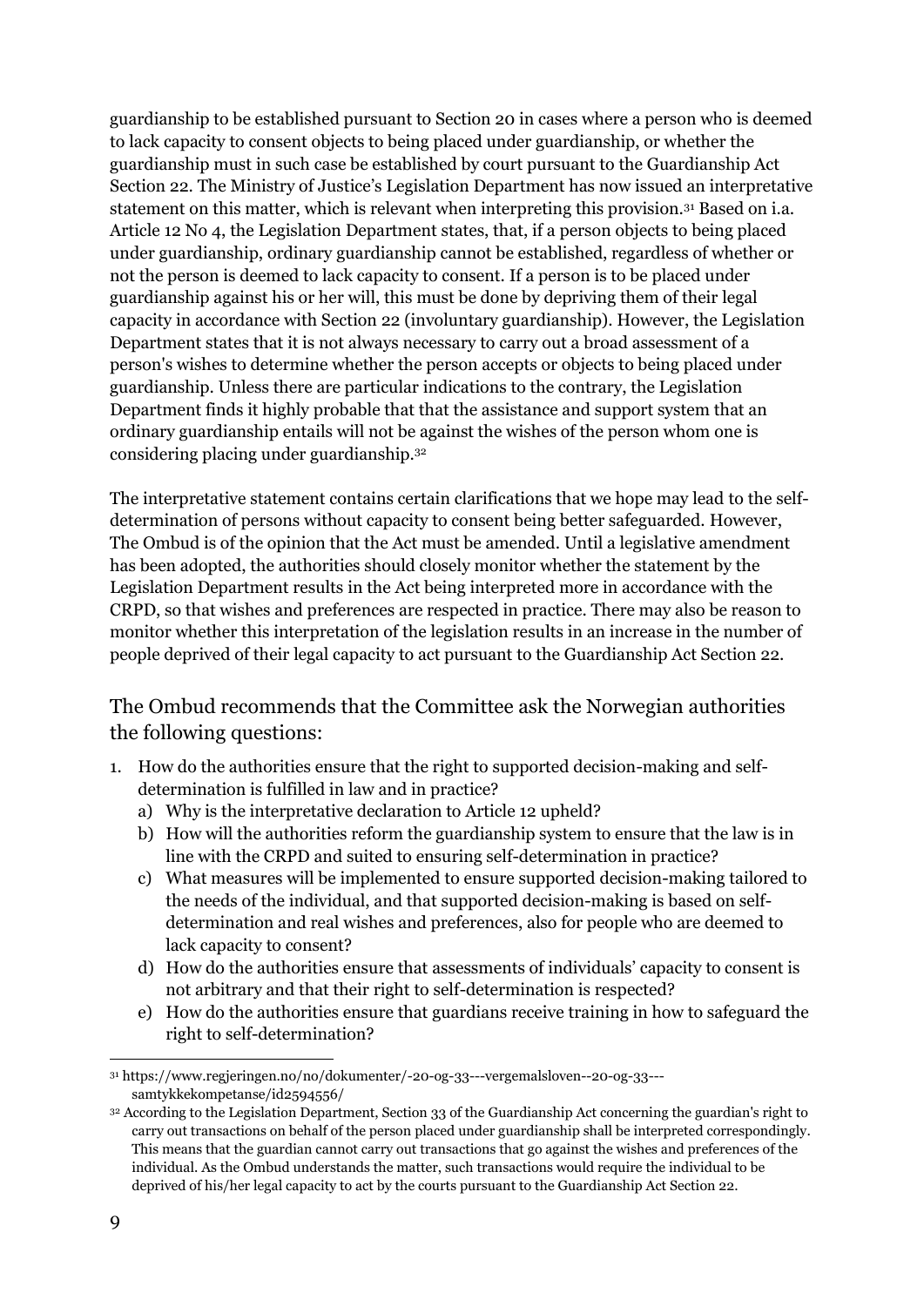guardianship to be established pursuant to Section 20 in cases where a person who is deemed to lack capacity to consent objects to being placed under guardianship, or whether the guardianship must in such case be established by court pursuant to the Guardianship Act Section 22. The Ministry of Justice's Legislation Department has now issued an interpretative statement on this matter, which is relevant when interpreting this provision.[31] Based on i.a. Article 12 No 4, the Legislation Department states, that, if a person objects to being placed under guardianship, ordinary guardianship cannot be established, regardless of whether or not the person is deemed to lack capacity to consent. If a person is to be placed under guardianship against his or her will, this must be done by depriving them of their legal capacity in accordance with Section 22 (involuntary guardianship). However, the Legislation Department states that it is not always necessary to carry out a broad assessment of a person's wishes to determine whether the person accepts or objects to being placed under guardianship. Unless there are particular indications to the contrary, the Legislation Department finds it highly probable that that the assistance and support system that an ordinary guardianship entails will not be against the wishes of the person whom one is considering placing under guardianship.[32]

The interpretative statement contains certain clarifications that we hope may lead to the self-determination of persons without capacity to consent being better safeguarded. However, The Ombud is of the opinion that the Act must be amended. Until a legislative amendment has been adopted, the authorities should closely monitor whether the statement by the Legislation Department results in the Act being interpreted more in accordance with the CRPD, so that wishes and preferences are respected in practice. There may also be reason to monitor whether this interpretation of the legislation results in an increase in the number of people deprived of their legal capacity to act pursuant to the Guardianship Act Section 22.

## The Ombud recommends that the Committee ask the Norwegian authorities the following questions:

1. How do the authorities ensure that the right to supported decision-making and self-determination is fulfilled in law and in practice?
   a) Why is the interpretative declaration to Article 12 upheld?
   b) How will the authorities reform the guardianship system to ensure that the law is in line with the CRPD and suited to ensuring self-determination in practice?
   c) What measures will be implemented to ensure supported decision-making tailored to the needs of the individual, and that supported decision-making is based on self-determination and real wishes and preferences, also for people who are deemed to lack capacity to consent?
   d) How do the authorities ensure that assessments of individuals' capacity to consent is not arbitrary and that their right to self-determination is respected?
   e) How do the authorities ensure that guardians receive training in how to safeguard the right to self-determination?

[31] https://www.regjeringen.no/no/dokumenter/-20-og-33---vergemalsloven--20-og-33---samtykkekompetanse/id2594556/

[32] According to the Legislation Department, Section 33 of the Guardianship Act concerning the guardian's right to carry out transactions on behalf of the person placed under guardianship shall be interpreted correspondingly. This means that the guardian cannot carry out transactions that go against the wishes and preferences of the individual. As the Ombud understands the matter, such transactions would require the individual to be deprived of his/her legal capacity to act by the courts pursuant to the Guardianship Act Section 22.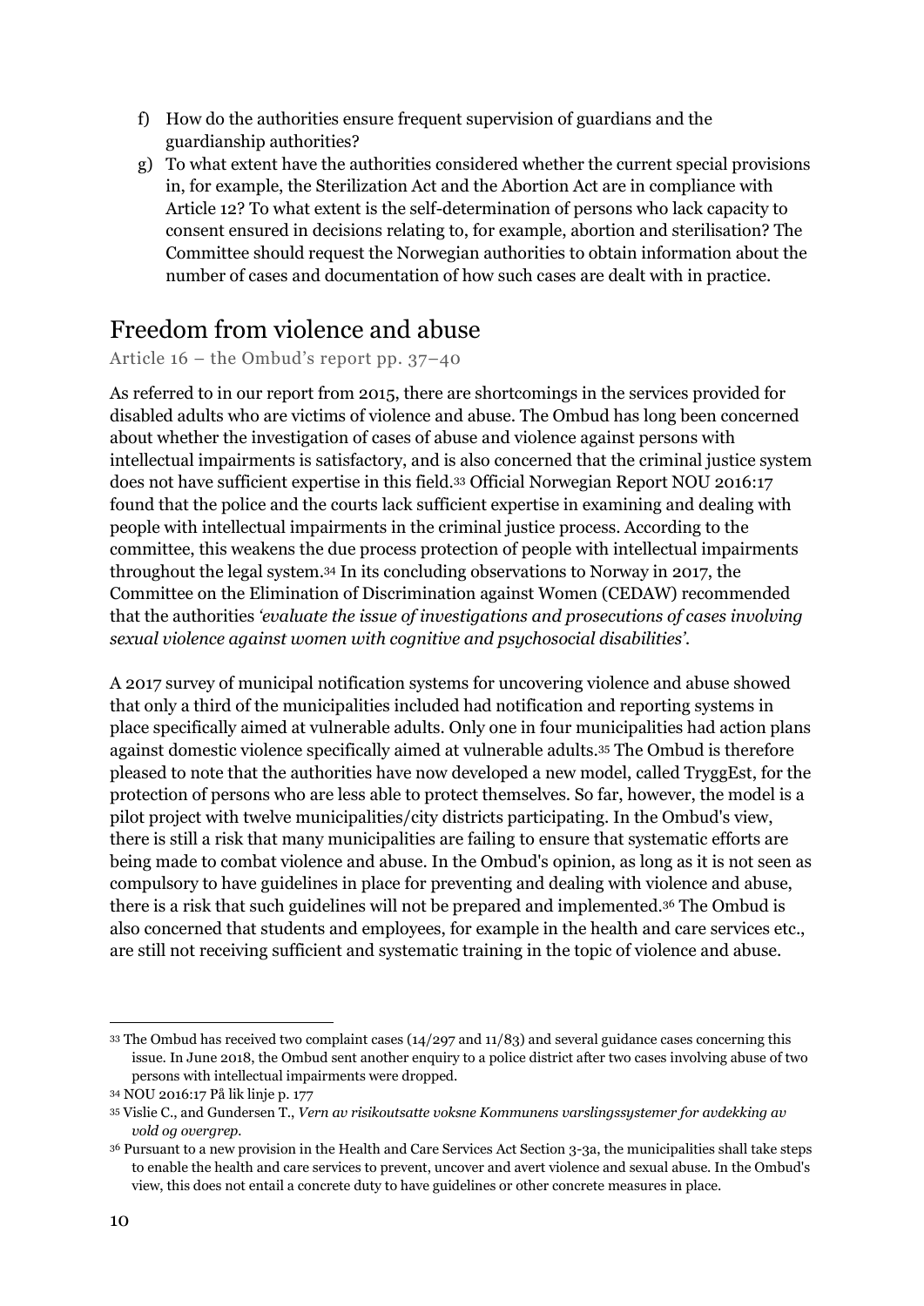f) How do the authorities ensure frequent supervision of guardians and the guardianship authorities?

g) To what extent have the authorities considered whether the current special provisions in, for example, the Sterilization Act and the Abortion Act are in compliance with Article 12? To what extent is the self-determination of persons who lack capacity to consent ensured in decisions relating to, for example, abortion and sterilisation? The Committee should request the Norwegian authorities to obtain information about the number of cases and documentation of how such cases are dealt with in practice.

## Freedom from violence and abuse

Article 16 – the Ombud's report pp. 37–40

As referred to in our report from 2015, there are shortcomings in the services provided for disabled adults who are victims of violence and abuse. The Ombud has long been concerned about whether the investigation of cases of abuse and violence against persons with intellectual impairments is satisfactory, and is also concerned that the criminal justice system does not have sufficient expertise in this field.[33] Official Norwegian Report NOU 2016:17 found that the police and the courts lack sufficient expertise in examining and dealing with people with intellectual impairments in the criminal justice process. According to the committee, this weakens the due process protection of people with intellectual impairments throughout the legal system.[34] In its concluding observations to Norway in 2017, the Committee on the Elimination of Discrimination against Women (CEDAW) recommended that the authorities *'evaluate the issue of investigations and prosecutions of cases involving sexual violence against women with cognitive and psychosocial disabilities'*.

A 2017 survey of municipal notification systems for uncovering violence and abuse showed that only a third of the municipalities included had notification and reporting systems in place specifically aimed at vulnerable adults. Only one in four municipalities had action plans against domestic violence specifically aimed at vulnerable adults.[35] The Ombud is therefore pleased to note that the authorities have now developed a new model, called TryggEst, for the protection of persons who are less able to protect themselves. So far, however, the model is a pilot project with twelve municipalities/city districts participating. In the Ombud's view, there is still a risk that many municipalities are failing to ensure that systematic efforts are being made to combat violence and abuse. In the Ombud's opinion, as long as it is not seen as compulsory to have guidelines in place for preventing and dealing with violence and abuse, there is a risk that such guidelines will not be prepared and implemented.[36] The Ombud is also concerned that students and employees, for example in the health and care services etc., are still not receiving sufficient and systematic training in the topic of violence and abuse.

---

[33] The Ombud has received two complaint cases (14/297 and 11/83) and several guidance cases concerning this issue. In June 2018, the Ombud sent another enquiry to a police district after two cases involving abuse of two persons with intellectual impairments were dropped.

[34] NOU 2016:17 På lik linje p. 177

[35] Vislie C., and Gundersen T., *Vern av risikoutsatte voksne Kommunens varslingssystemer for avdekking av vold og overgrep.*

[36] Pursuant to a new provision in the Health and Care Services Act Section 3-3a, the municipalities shall take steps to enable the health and care services to prevent, uncover and avert violence and sexual abuse. In the Ombud's view, this does not entail a concrete duty to have guidelines or other concrete measures in place.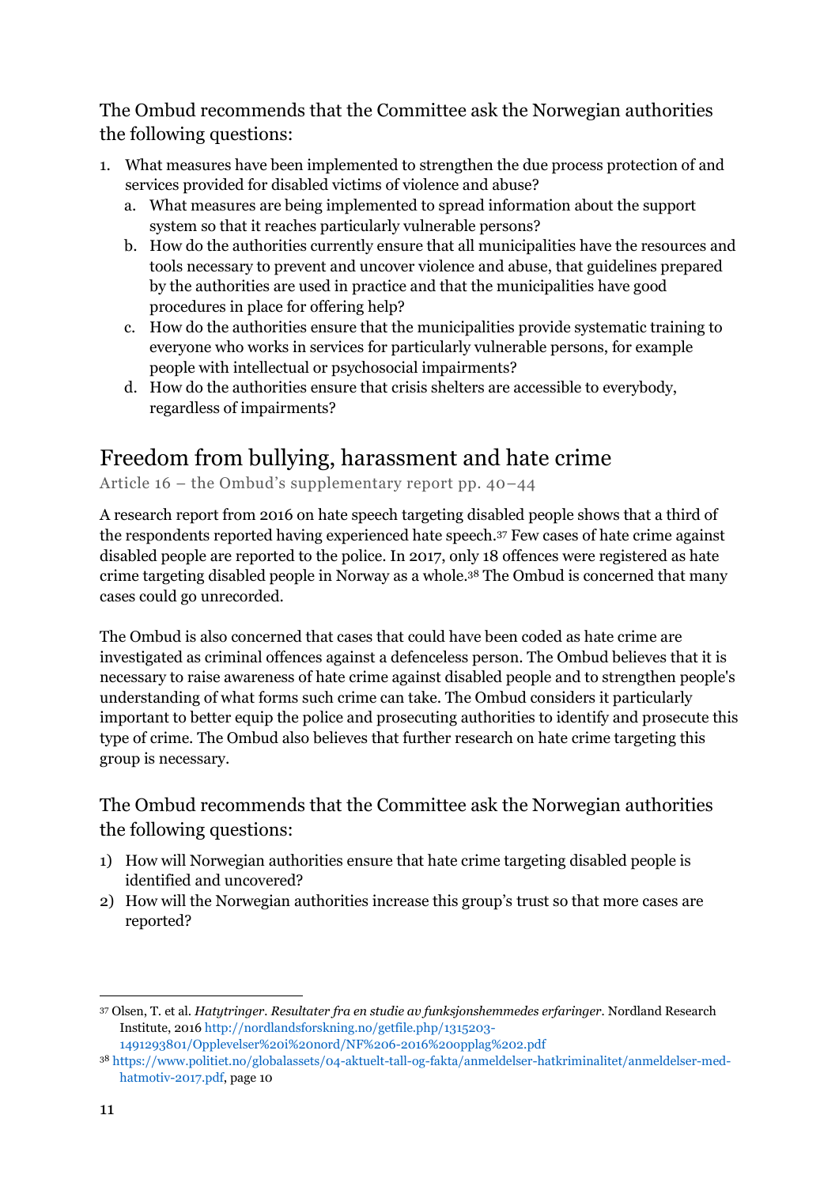The Ombud recommends that the Committee ask the Norwegian authorities the following questions:

1. What measures have been implemented to strengthen the due process protection of and services provided for disabled victims of violence and abuse?
   a. What measures are being implemented to spread information about the support system so that it reaches particularly vulnerable persons?
   b. How do the authorities currently ensure that all municipalities have the resources and tools necessary to prevent and uncover violence and abuse, that guidelines prepared by the authorities are used in practice and that the municipalities have good procedures in place for offering help?
   c. How do the authorities ensure that the municipalities provide systematic training to everyone who works in services for particularly vulnerable persons, for example people with intellectual or psychosocial impairments?
   d. How do the authorities ensure that crisis shelters are accessible to everybody, regardless of impairments?

## Freedom from bullying, harassment and hate crime

Article 16 – the Ombud's supplementary report pp. 40–44

A research report from 2016 on hate speech targeting disabled people shows that a third of the respondents reported having experienced hate speech.[37] Few cases of hate crime against disabled people are reported to the police. In 2017, only 18 offences were registered as hate crime targeting disabled people in Norway as a whole.[38] The Ombud is concerned that many cases could go unrecorded.

The Ombud is also concerned that cases that could have been coded as hate crime are investigated as criminal offences against a defenceless person. The Ombud believes that it is necessary to raise awareness of hate crime against disabled people and to strengthen people's understanding of what forms such crime can take. The Ombud considers it particularly important to better equip the police and prosecuting authorities to identify and prosecute this type of crime. The Ombud also believes that further research on hate crime targeting this group is necessary.

The Ombud recommends that the Committee ask the Norwegian authorities the following questions:

1) How will Norwegian authorities ensure that hate crime targeting disabled people is identified and uncovered?
2) How will the Norwegian authorities increase this group's trust so that more cases are reported?

---

[37] Olsen, T. et al. *Hatytringer. Resultater fra en studie av funksjonshemmedes erfaringer*. Nordland Research Institute, 2016 http://nordlandsforskning.no/getfile.php/1315203-1491293801/Opplevelser%20i%20nord/NF%206-2016%20opplag%202.pdf

[38] https://www.politiet.no/globalassets/04-aktuelt-tall-og-fakta/anmeldelser-hatkriminalitet/anmeldelser-med-hatmotiv-2017.pdf, page 10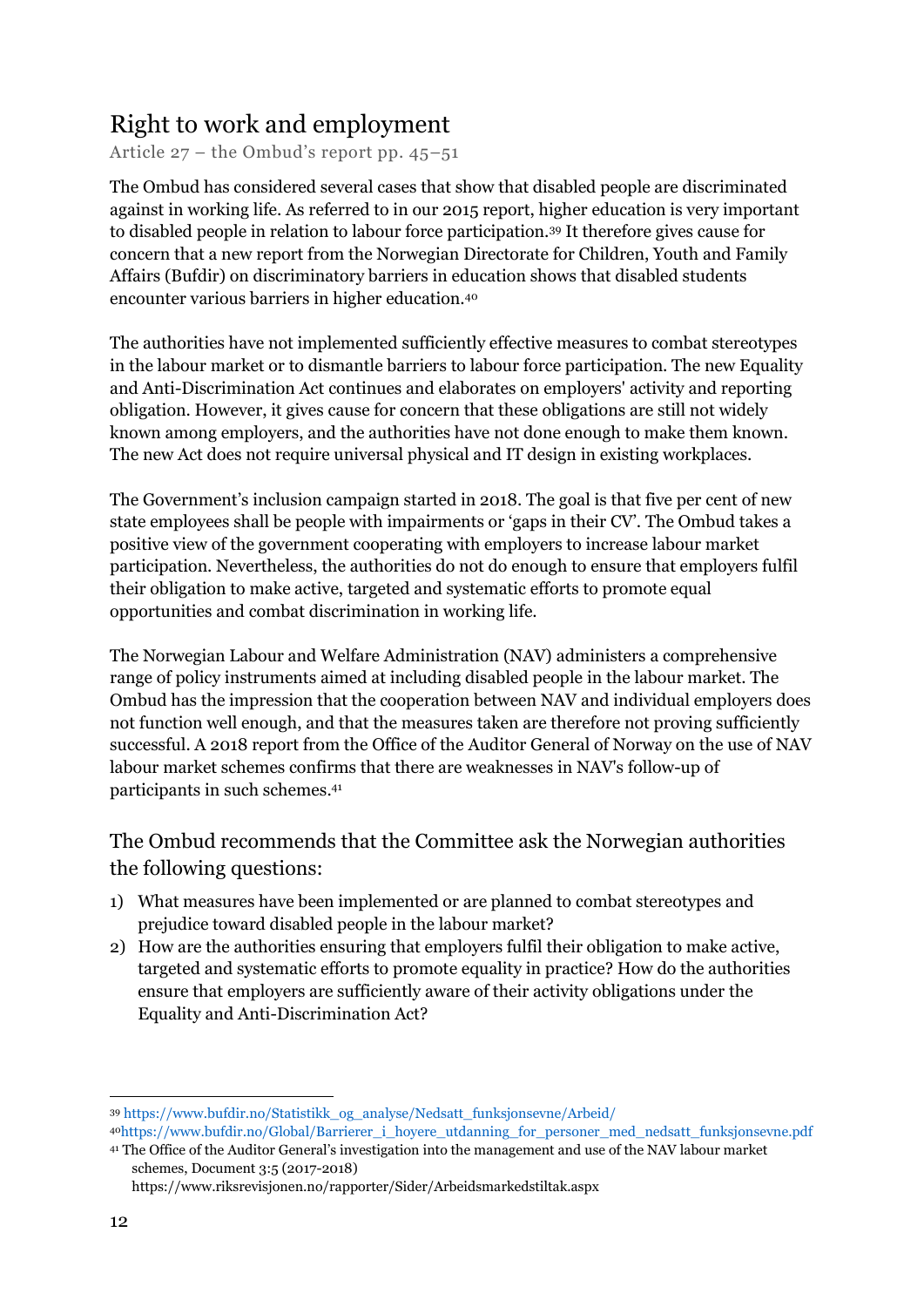## Right to work and employment

Article 27 – the Ombud's report pp. 45–51

The Ombud has considered several cases that show that disabled people are discriminated against in working life. As referred to in our 2015 report, higher education is very important to disabled people in relation to labour force participation.[39] It therefore gives cause for concern that a new report from the Norwegian Directorate for Children, Youth and Family Affairs (Bufdir) on discriminatory barriers in education shows that disabled students encounter various barriers in higher education.[40]

The authorities have not implemented sufficiently effective measures to combat stereotypes in the labour market or to dismantle barriers to labour force participation. The new Equality and Anti-Discrimination Act continues and elaborates on employers' activity and reporting obligation. However, it gives cause for concern that these obligations are still not widely known among employers, and the authorities have not done enough to make them known. The new Act does not require universal physical and IT design in existing workplaces.

The Government's inclusion campaign started in 2018. The goal is that five per cent of new state employees shall be people with impairments or 'gaps in their CV'. The Ombud takes a positive view of the government cooperating with employers to increase labour market participation. Nevertheless, the authorities do not do enough to ensure that employers fulfil their obligation to make active, targeted and systematic efforts to promote equal opportunities and combat discrimination in working life.

The Norwegian Labour and Welfare Administration (NAV) administers a comprehensive range of policy instruments aimed at including disabled people in the labour market. The Ombud has the impression that the cooperation between NAV and individual employers does not function well enough, and that the measures taken are therefore not proving sufficiently successful. A 2018 report from the Office of the Auditor General of Norway on the use of NAV labour market schemes confirms that there are weaknesses in NAV's follow-up of participants in such schemes.[41]

### The Ombud recommends that the Committee ask the Norwegian authorities the following questions:

1) What measures have been implemented or are planned to combat stereotypes and prejudice toward disabled people in the labour market?
2) How are the authorities ensuring that employers fulfil their obligation to make active, targeted and systematic efforts to promote equality in practice? How do the authorities ensure that employers are sufficiently aware of their activity obligations under the Equality and Anti-Discrimination Act?

---

[39] https://www.bufdir.no/Statistikk_og_analyse/Nedsatt_funksjonsevne/Arbeid/

[40] https://www.bufdir.no/Global/Barrierer_i_hoyere_utdanning_for_personer_med_nedsatt_funksjonsevne.pdf

[41] The Office of the Auditor General's investigation into the management and use of the NAV labour market schemes, Document 3:5 (2017-2018) https://www.riksrevisjonen.no/rapporter/Sider/Arbeidsmarkedstiltak.aspx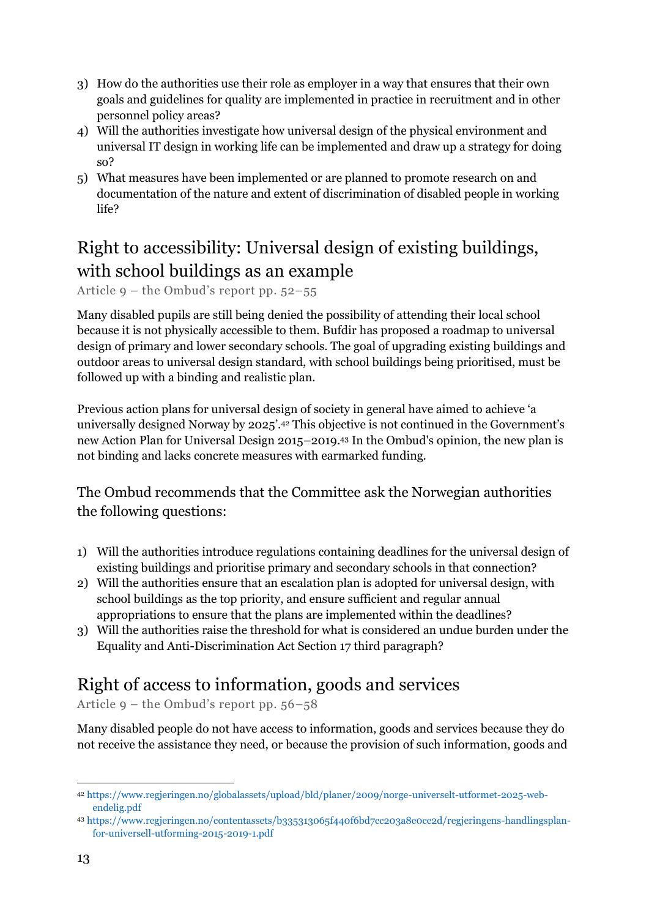3) How do the authorities use their role as employer in a way that ensures that their own goals and guidelines for quality are implemented in practice in recruitment and in other personnel policy areas?
4) Will the authorities investigate how universal design of the physical environment and universal IT design in working life can be implemented and draw up a strategy for doing so?
5) What measures have been implemented or are planned to promote research on and documentation of the nature and extent of discrimination of disabled people in working life?

## Right to accessibility: Universal design of existing buildings, with school buildings as an example

Article 9 – the Ombud's report pp. 52–55

Many disabled pupils are still being denied the possibility of attending their local school because it is not physically accessible to them. Bufdir has proposed a roadmap to universal design of primary and lower secondary schools. The goal of upgrading existing buildings and outdoor areas to universal design standard, with school buildings being prioritised, must be followed up with a binding and realistic plan.

Previous action plans for universal design of society in general have aimed to achieve 'a universally designed Norway by 2025'.[42] This objective is not continued in the Government's new Action Plan for Universal Design 2015–2019.[43] In the Ombud's opinion, the new plan is not binding and lacks concrete measures with earmarked funding.

### The Ombud recommends that the Committee ask the Norwegian authorities the following questions:

1) Will the authorities introduce regulations containing deadlines for the universal design of existing buildings and prioritise primary and secondary schools in that connection?
2) Will the authorities ensure that an escalation plan is adopted for universal design, with school buildings as the top priority, and ensure sufficient and regular annual appropriations to ensure that the plans are implemented within the deadlines?
3) Will the authorities raise the threshold for what is considered an undue burden under the Equality and Anti-Discrimination Act Section 17 third paragraph?

## Right of access to information, goods and services

Article 9 – the Ombud's report pp. 56–58

Many disabled people do not have access to information, goods and services because they do not receive the assistance they need, or because the provision of such information, goods and

---

[42] https://www.regjeringen.no/globalassets/upload/bld/planer/2009/norge-universelt-utformet-2025-web-endelig.pdf

[43] https://www.regjeringen.no/contentassets/b335313065f440f6bd7cc203a8e0ce2d/regjeringens-handlingsplan-for-universell-utforming-2015-2019-1.pdf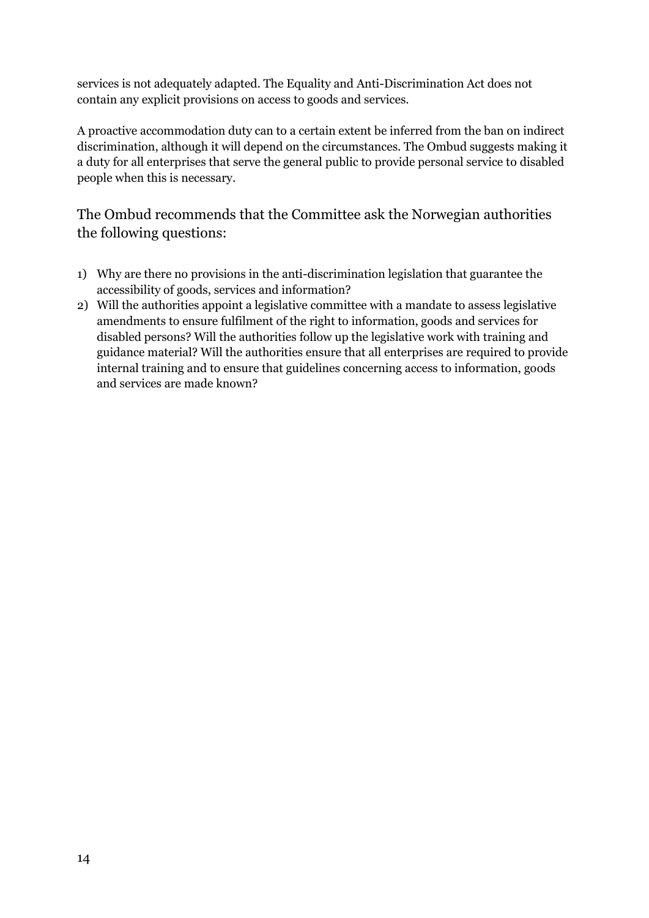services is not adequately adapted. The Equality and Anti-Discrimination Act does not contain any explicit provisions on access to goods and services.

A proactive accommodation duty can to a certain extent be inferred from the ban on indirect discrimination, although it will depend on the circumstances. The Ombud suggests making it a duty for all enterprises that serve the general public to provide personal service to disabled people when this is necessary.

## The Ombud recommends that the Committee ask the Norwegian authorities the following questions:

1) Why are there no provisions in the anti-discrimination legislation that guarantee the accessibility of goods, services and information?
2) Will the authorities appoint a legislative committee with a mandate to assess legislative amendments to ensure fulfilment of the right to information, goods and services for disabled persons? Will the authorities follow up the legislative work with training and guidance material? Will the authorities ensure that all enterprises are required to provide internal training and to ensure that guidelines concerning access to information, goods and services are made known?